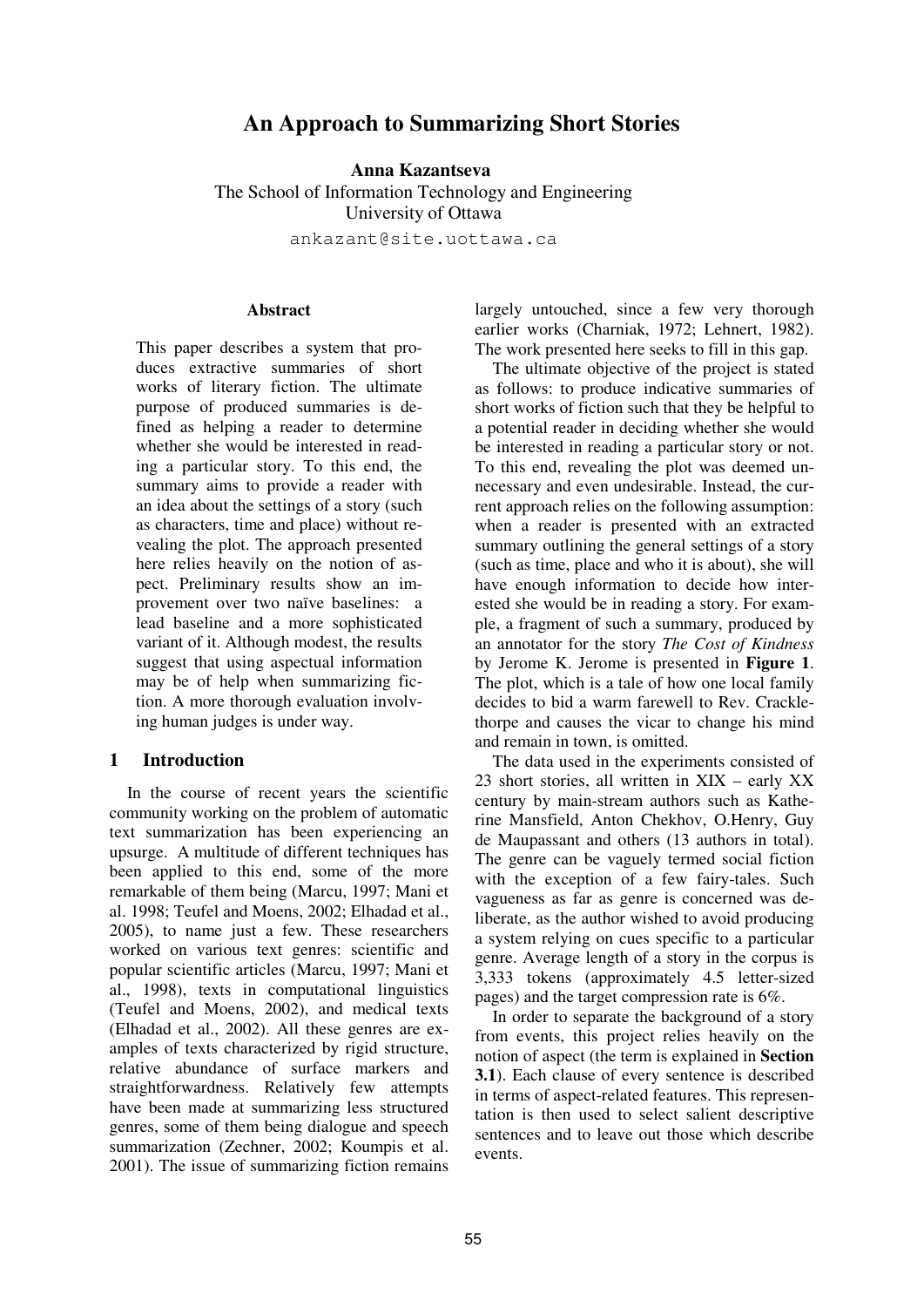# An Approach to Summarizing Short Stories

**Anna Kazantseva**
The School of Information Technology and Engineering
University of Ottawa
ankazant@site.uottawa.ca

## Abstract

This paper describes a system that produces extractive summaries of short works of literary fiction. The ultimate purpose of produced summaries is defined as helping a reader to determine whether she would be interested in reading a particular story. To this end, the summary aims to provide a reader with an idea about the settings of a story (such as characters, time and place) without revealing the plot. The approach presented here relies heavily on the notion of aspect. Preliminary results show an improvement over two naïve baselines: a lead baseline and a more sophisticated variant of it. Although modest, the results suggest that using aspectual information may be of help when summarizing fiction. A more thorough evaluation involving human judges is under way.

## 1 Introduction

In the course of recent years the scientific community working on the problem of automatic text summarization has been experiencing an upsurge. A multitude of different techniques has been applied to this end, some of the more remarkable of them being (Marcu, 1997; Mani et al. 1998; Teufel and Moens, 2002; Elhadad et al., 2005), to name just a few. These researchers worked on various text genres: scientific and popular scientific articles (Marcu, 1997; Mani et al., 1998), texts in computational linguistics (Teufel and Moens, 2002), and medical texts (Elhadad et al., 2002). All these genres are examples of texts characterized by rigid structure, relative abundance of surface markers and straightforwardness. Relatively few attempts have been made at summarizing less structured genres, some of them being dialogue and speech summarization (Zechner, 2002; Koumpis et al. 2001). The issue of summarizing fiction remains largely untouched, since a few very thorough earlier works (Charniak, 1972; Lehnert, 1982). The work presented here seeks to fill in this gap.

The ultimate objective of the project is stated as follows: to produce indicative summaries of short works of fiction such that they be helpful to a potential reader in deciding whether she would be interested in reading a particular story or not. To this end, revealing the plot was deemed unnecessary and even undesirable. Instead, the current approach relies on the following assumption: when a reader is presented with an extracted summary outlining the general settings of a story (such as time, place and who it is about), she will have enough information to decide how interested she would be in reading a story. For example, a fragment of such a summary, produced by an annotator for the story *The Cost of Kindness* by Jerome K. Jerome is presented in **Figure 1**. The plot, which is a tale of how one local family decides to bid a warm farewell to Rev. Crackle-thorpe and causes the vicar to change his mind and remain in town, is omitted.

The data used in the experiments consisted of 23 short stories, all written in XIX – early XX century by main-stream authors such as Katherine Mansfield, Anton Chekhov, O.Henry, Guy de Maupassant and others (13 authors in total). The genre can be vaguely termed social fiction with the exception of a few fairy-tales. Such vagueness as far as genre is concerned was deliberate, as the author wished to avoid producing a system relying on cues specific to a particular genre. Average length of a story in the corpus is 3,333 tokens (approximately 4.5 letter-sized pages) and the target compression rate is 6%.

In order to separate the background of a story from events, this project relies heavily on the notion of aspect (the term is explained in **Section 3.1**). Each clause of every sentence is described in terms of aspect-related features. This representation is then used to select salient descriptive sentences and to leave out those which describe events.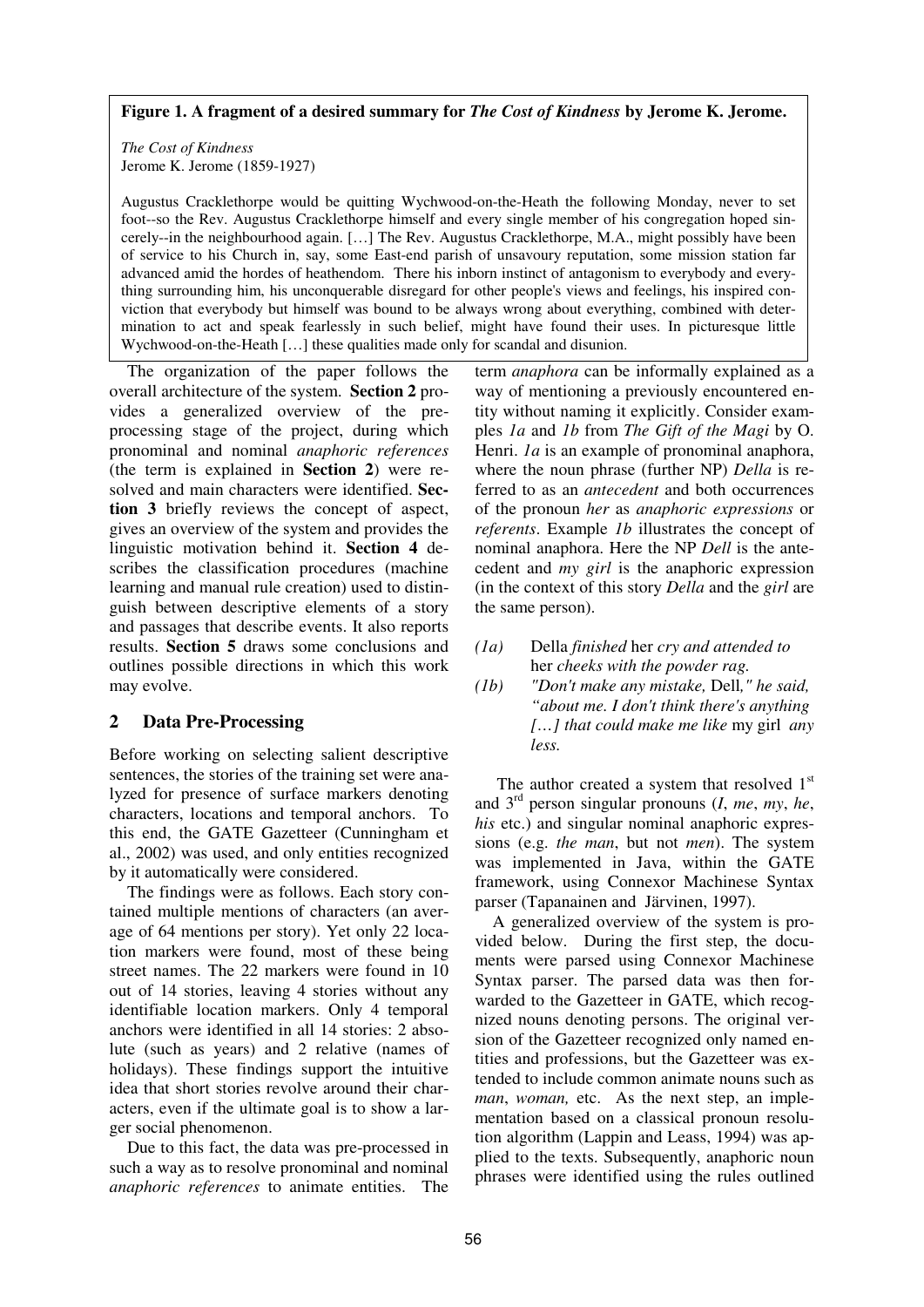**Figure 1. A fragment of a desired summary for *The Cost of Kindness* by Jerome K. Jerome.**

*The Cost of Kindness*
Jerome K. Jerome (1859-1927)

Augustus Cracklethorpe would be quitting Wychwood-on-the-Heath the following Monday, never to set foot--so the Rev. Augustus Cracklethorpe himself and every single member of his congregation hoped sincerely--in the neighbourhood again. […] The Rev. Augustus Cracklethorpe, M.A., might possibly have been of service to his Church in, say, some East-end parish of unsavoury reputation, some mission station far advanced amid the hordes of heathendom. There his inborn instinct of antagonism to everybody and everything surrounding him, his unconquerable disregard for other people's views and feelings, his inspired conviction that everybody but himself was bound to be always wrong about everything, combined with determination to act and speak fearlessly in such belief, might have found their uses. In picturesque little Wychwood-on-the-Heath […] these qualities made only for scandal and disunion.

The organization of the paper follows the overall architecture of the system. **Section 2** provides a generalized overview of the pre-processing stage of the project, during which pronominal and nominal *anaphoric references* (the term is explained in **Section 2**) were resolved and main characters were identified. **Section 3** briefly reviews the concept of aspect, gives an overview of the system and provides the linguistic motivation behind it. **Section 4** describes the classification procedures (machine learning and manual rule creation) used to distinguish between descriptive elements of a story and passages that describe events. It also reports results. **Section 5** draws some conclusions and outlines possible directions in which this work may evolve.

## 2 Data Pre-Processing

Before working on selecting salient descriptive sentences, the stories of the training set were analyzed for presence of surface markers denoting characters, locations and temporal anchors. To this end, the GATE Gazetteer (Cunningham et al., 2002) was used, and only entities recognized by it automatically were considered.

The findings were as follows. Each story contained multiple mentions of characters (an average of 64 mentions per story). Yet only 22 location markers were found, most of these being street names. The 22 markers were found in 10 out of 14 stories, leaving 4 stories without any identifiable location markers. Only 4 temporal anchors were identified in all 14 stories: 2 absolute (such as years) and 2 relative (names of holidays). These findings support the intuitive idea that short stories revolve around their characters, even if the ultimate goal is to show a larger social phenomenon.

Due to this fact, the data was pre-processed in such a way as to resolve pronominal and nominal *anaphoric references* to animate entities. The term *anaphora* can be informally explained as a way of mentioning a previously encountered entity without naming it explicitly. Consider examples *1a* and *1b* from *The Gift of the Magi* by O. Henri. *1a* is an example of pronominal anaphora, where the noun phrase (further NP) *Della* is referred to as an *antecedent* and both occurrences of the pronoun *her* as *anaphoric expressions* or *referents*. Example *1b* illustrates the concept of nominal anaphora. Here the NP *Dell* is the antecedent and *my girl* is the anaphoric expression (in the context of this story *Della* and the *girl* are the same person).

*(1a)* Della *finished* her *cry and attended to* her *cheeks with the powder rag.*

*(1b)* *"Don't make any mistake,* Dell*," he said, "about me. I don't think there's anything […] that could make me like* my girl *any less.*

The author created a system that resolved 1st and 3rd person singular pronouns (*I*, *me*, *my*, *he*, *his* etc.) and singular nominal anaphoric expressions (e.g. *the man*, but not *men*). The system was implemented in Java, within the GATE framework, using Connexor Machinese Syntax parser (Tapanainen and Järvinen, 1997).

A generalized overview of the system is provided below. During the first step, the documents were parsed using Connexor Machinese Syntax parser. The parsed data was then forwarded to the Gazetteer in GATE, which recognized nouns denoting persons. The original version of the Gazetteer recognized only named entities and professions, but the Gazetteer was extended to include common animate nouns such as *man*, *woman,* etc. As the next step, an implementation based on a classical pronoun resolution algorithm (Lappin and Leass, 1994) was applied to the texts. Subsequently, anaphoric noun phrases were identified using the rules outlined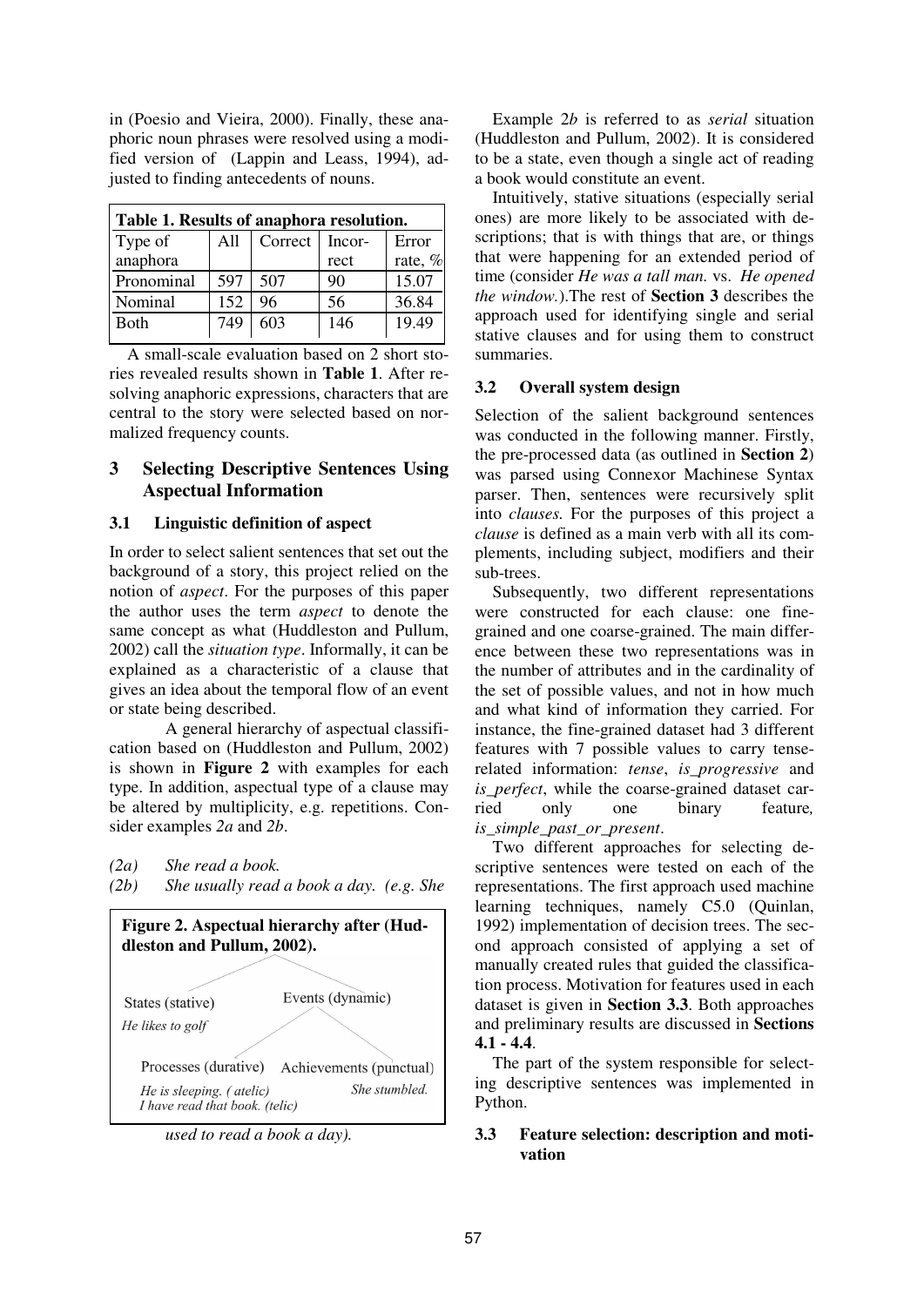in (Poesio and Vieira, 2000). Finally, these anaphoric noun phrases were resolved using a modified version of (Lappin and Leass, 1994), adjusted to finding antecedents of nouns.

**Table 1. Results of anaphora resolution.**

| Type of anaphora | All | Correct | Incorrect | Error rate, % |
|---|---|---|---|---|
| Pronominal | 597 | 507 | 90 | 15.07 |
| Nominal | 152 | 96 | 56 | 36.84 |
| Both | 749 | 603 | 146 | 19.49 |

A small-scale evaluation based on 2 short stories revealed results shown in **Table 1**. After resolving anaphoric expressions, characters that are central to the story were selected based on normalized frequency counts.

## 3 Selecting Descriptive Sentences Using Aspectual Information

### 3.1 Linguistic definition of aspect

In order to select salient sentences that set out the background of a story, this project relied on the notion of *aspect*. For the purposes of this paper the author uses the term *aspect* to denote the same concept as what (Huddleston and Pullum, 2002) call the *situation type*. Informally, it can be explained as a characteristic of a clause that gives an idea about the temporal flow of an event or state being described.

A general hierarchy of aspectual classification based on (Huddleston and Pullum, 2002) is shown in **Figure 2** with examples for each type. In addition, aspectual type of a clause may be altered by multiplicity, e.g. repetitions. Consider examples *2a* and *2b*.

*(2a) She read a book.*

*(2b) She usually read a book a day. (e.g. She used to read a book a day).*

**Figure 2. Aspectual hierarchy after (Huddleston and Pullum, 2002).**

States (stative) — *He likes to golf*

Events (dynamic)

Processes (durative) — *He is sleeping. (atelic)*; *I have read that book. (telic)*

Achievements (punctual) — *She stumbled.*

Example 2*b* is referred to as *serial* situation (Huddleston and Pullum, 2002). It is considered to be a state, even though a single act of reading a book would constitute an event.

Intuitively, stative situations (especially serial ones) are more likely to be associated with descriptions; that is with things that are, or things that were happening for an extended period of time (consider *He was a tall man.* vs. *He opened the window.*).The rest of **Section 3** describes the approach used for identifying single and serial stative clauses and for using them to construct summaries.

### 3.2 Overall system design

Selection of the salient background sentences was conducted in the following manner. Firstly, the pre-processed data (as outlined in **Section 2**) was parsed using Connexor Machinese Syntax parser. Then, sentences were recursively split into *clauses.* For the purposes of this project a *clause* is defined as a main verb with all its complements, including subject, modifiers and their sub-trees.

Subsequently, two different representations were constructed for each clause: one fine-grained and one coarse-grained. The main difference between these two representations was in the number of attributes and in the cardinality of the set of possible values, and not in how much and what kind of information they carried. For instance, the fine-grained dataset had 3 different features with 7 possible values to carry tense-related information: *tense*, *is_progressive* and *is_perfect*, while the coarse-grained dataset carried only one binary feature*, is_simple_past_or_present*.

Two different approaches for selecting descriptive sentences were tested on each of the representations. The first approach used machine learning techniques, namely C5.0 (Quinlan, 1992) implementation of decision trees. The second approach consisted of applying a set of manually created rules that guided the classification process. Motivation for features used in each dataset is given in **Section 3.3**. Both approaches and preliminary results are discussed in **Sections 4.1 - 4.4**.

The part of the system responsible for selecting descriptive sentences was implemented in Python.

### 3.3 Feature selection: description and motivation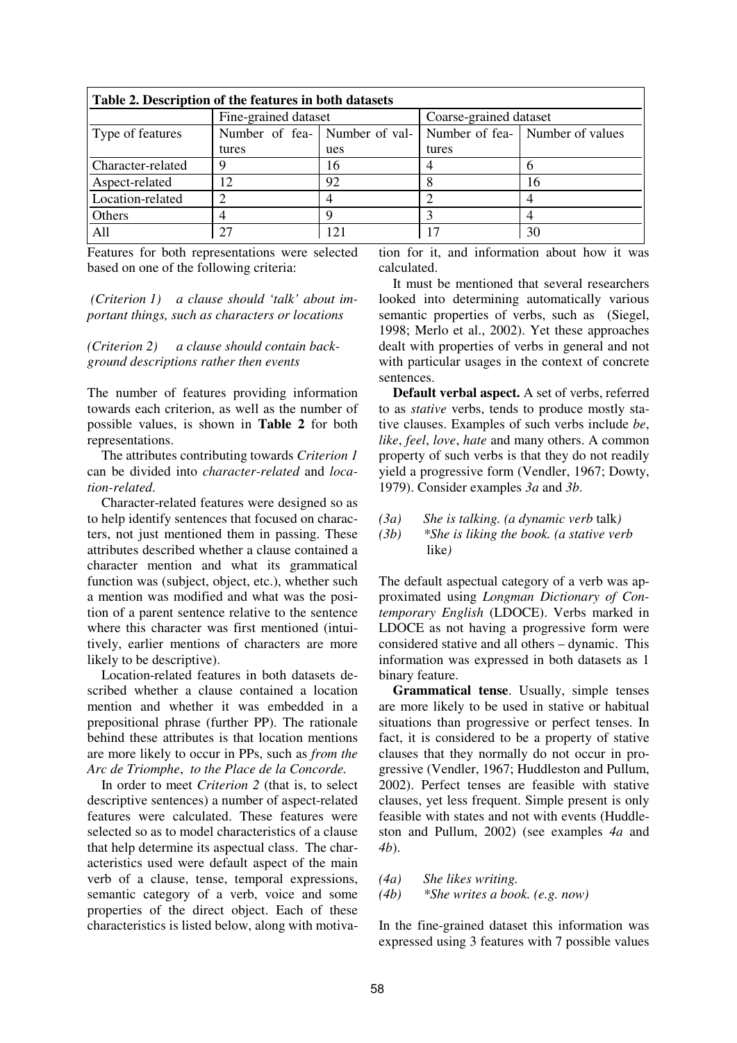**Table 2. Description of the features in both datasets**

| | Fine-grained dataset | | Coarse-grained dataset | |
|---|---|---|---|---|
| Type of features | Number of features | Number of values | Number of features | Number of values |
| Character-related | 9 | 16 | 4 | 6 |
| Aspect-related | 12 | 92 | 8 | 16 |
| Location-related | 2 | 4 | 2 | 4 |
| Others | 4 | 9 | 3 | 4 |
| All | 27 | 121 | 17 | 30 |

Features for both representations were selected based on one of the following criteria:

*(Criterion 1) a clause should 'talk' about important things, such as characters or locations*

*(Criterion 2) a clause should contain background descriptions rather then events*

The number of features providing information towards each criterion, as well as the number of possible values, is shown in **Table 2** for both representations.

The attributes contributing towards *Criterion 1* can be divided into *character-related* and *location-related*.

Character-related features were designed so as to help identify sentences that focused on characters, not just mentioned them in passing. These attributes described whether a clause contained a character mention and what its grammatical function was (subject, object, etc.), whether such a mention was modified and what was the position of a parent sentence relative to the sentence where this character was first mentioned (intuitively, earlier mentions of characters are more likely to be descriptive).

Location-related features in both datasets described whether a clause contained a location mention and whether it was embedded in a prepositional phrase (further PP). The rationale behind these attributes is that location mentions are more likely to occur in PPs, such as *from the Arc de Triomphe*, *to the Place de la Concorde.*

In order to meet *Criterion 2* (that is, to select descriptive sentences) a number of aspect-related features were calculated. These features were selected so as to model characteristics of a clause that help determine its aspectual class. The characteristics used were default aspect of the main verb of a clause, tense, temporal expressions, semantic category of a verb, voice and some properties of the direct object. Each of these characteristics is listed below, along with motivation for it, and information about how it was calculated.

It must be mentioned that several researchers looked into determining automatically various semantic properties of verbs, such as (Siegel, 1998; Merlo et al., 2002). Yet these approaches dealt with properties of verbs in general and not with particular usages in the context of concrete sentences.

**Default verbal aspect.** A set of verbs, referred to as *stative* verbs, tends to produce mostly stative clauses. Examples of such verbs include *be*, *like*, *feel*, *love*, *hate* and many others. A common property of such verbs is that they do not readily yield a progressive form (Vendler, 1967; Dowty, 1979). Consider examples *3a* and *3b*.

*(3a) She is talking. (a dynamic verb* talk*)*
*(3b) *She is liking the book. (a stative verb* like*)*

The default aspectual category of a verb was approximated using *Longman Dictionary of Contemporary English* (LDOCE). Verbs marked in LDOCE as not having a progressive form were considered stative and all others – dynamic. This information was expressed in both datasets as 1 binary feature.

**Grammatical tense**. Usually, simple tenses are more likely to be used in stative or habitual situations than progressive or perfect tenses. In fact, it is considered to be a property of stative clauses that they normally do not occur in progressive (Vendler, 1967; Huddleston and Pullum, 2002). Perfect tenses are feasible with stative clauses, yet less frequent. Simple present is only feasible with states and not with events (Huddleston and Pullum, 2002) (see examples *4a* and *4b*).

*(4a) She likes writing.*
*(4b) *She writes a book. (e.g. now)*

In the fine-grained dataset this information was expressed using 3 features with 7 possible values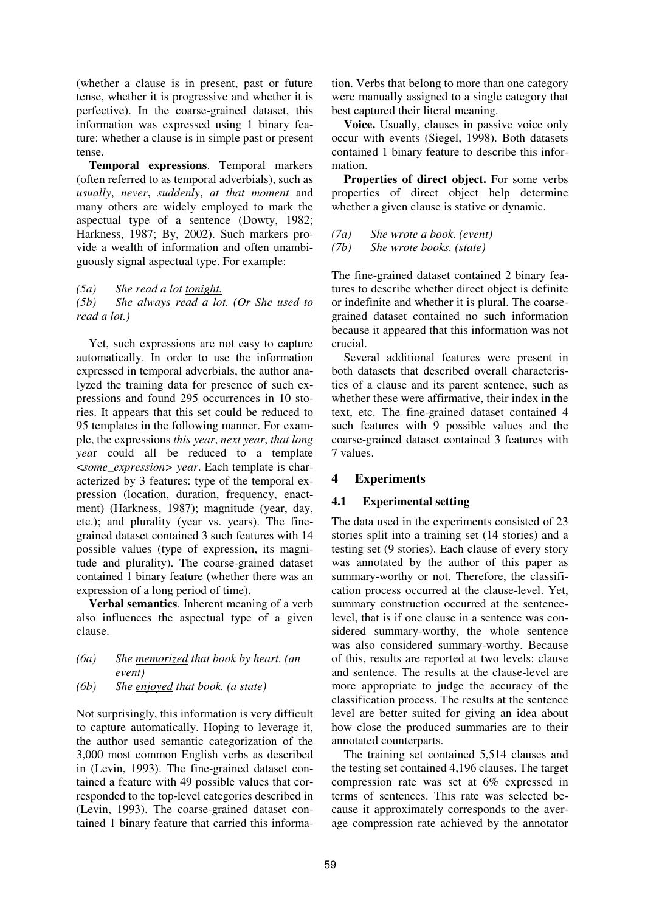(whether a clause is in present, past or future tense, whether it is progressive and whether it is perfective). In the coarse-grained dataset, this information was expressed using 1 binary feature: whether a clause is in simple past or present tense.

**Temporal expressions**. Temporal markers (often referred to as temporal adverbials), such as *usually*, *never*, *suddenly*, *at that moment* and many others are widely employed to mark the aspectual type of a sentence (Dowty, 1982; Harkness, 1987; By, 2002). Such markers provide a wealth of information and often unambiguously signal aspectual type. For example:

*(5a) She read a lot <u>tonight.</u>*
*(5b) She <u>always</u> read a lot. (Or She <u>used to</u> read a lot.)*

Yet, such expressions are not easy to capture automatically. In order to use the information expressed in temporal adverbials, the author analyzed the training data for presence of such expressions and found 295 occurrences in 10 stories. It appears that this set could be reduced to 95 templates in the following manner. For example, the expressions *this year*, *next year*, *that long year* could all be reduced to a template <*some_expression*> *year*. Each template is characterized by 3 features: type of the temporal expression (location, duration, frequency, enactment) (Harkness, 1987); magnitude (year, day, etc.); and plurality (year vs. years). The fine-grained dataset contained 3 such features with 14 possible values (type of expression, its magnitude and plurality). The coarse-grained dataset contained 1 binary feature (whether there was an expression of a long period of time).

**Verbal semantics**. Inherent meaning of a verb also influences the aspectual type of a given clause.

*(6a) She <u>memorized</u> that book by heart. (an event)*
*(6b) She <u>enjoyed</u> that book. (a state)*

Not surprisingly, this information is very difficult to capture automatically. Hoping to leverage it, the author used semantic categorization of the 3,000 most common English verbs as described in (Levin, 1993). The fine-grained dataset contained a feature with 49 possible values that corresponded to the top-level categories described in (Levin, 1993). The coarse-grained dataset contained 1 binary feature that carried this information. Verbs that belong to more than one category were manually assigned to a single category that best captured their literal meaning.

**Voice.** Usually, clauses in passive voice only occur with events (Siegel, 1998). Both datasets contained 1 binary feature to describe this information.

**Properties of direct object.** For some verbs properties of direct object help determine whether a given clause is stative or dynamic.

*(7a) She wrote a book. (event)*
*(7b) She wrote books. (state)*

The fine-grained dataset contained 2 binary features to describe whether direct object is definite or indefinite and whether it is plural. The coarse-grained dataset contained no such information because it appeared that this information was not crucial.

Several additional features were present in both datasets that described overall characteristics of a clause and its parent sentence, such as whether these were affirmative, their index in the text, etc. The fine-grained dataset contained 4 such features with 9 possible values and the coarse-grained dataset contained 3 features with 7 values.

## 4 Experiments

### 4.1 Experimental setting

The data used in the experiments consisted of 23 stories split into a training set (14 stories) and a testing set (9 stories). Each clause of every story was annotated by the author of this paper as summary-worthy or not. Therefore, the classification process occurred at the clause-level. Yet, summary construction occurred at the sentence-level, that is if one clause in a sentence was considered summary-worthy, the whole sentence was also considered summary-worthy. Because of this, results are reported at two levels: clause and sentence. The results at the clause-level are more appropriate to judge the accuracy of the classification process. The results at the sentence level are better suited for giving an idea about how close the produced summaries are to their annotated counterparts.

The training set contained 5,514 clauses and the testing set contained 4,196 clauses. The target compression rate was set at 6% expressed in terms of sentences. This rate was selected because it approximately corresponds to the average compression rate achieved by the annotator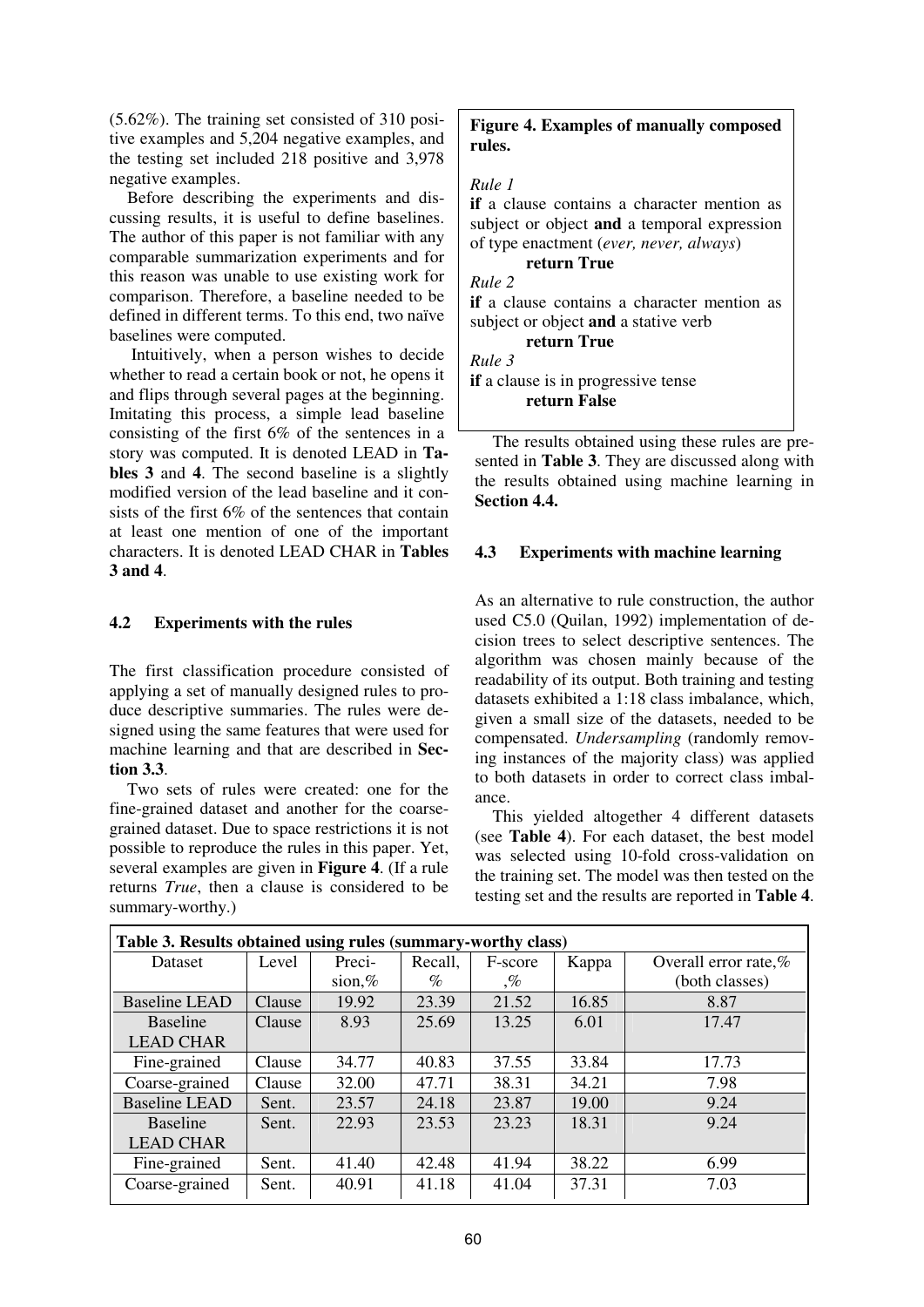(5.62%). The training set consisted of 310 positive examples and 5,204 negative examples, and the testing set included 218 positive and 3,978 negative examples.

Before describing the experiments and discussing results, it is useful to define baselines. The author of this paper is not familiar with any comparable summarization experiments and for this reason was unable to use existing work for comparison. Therefore, a baseline needed to be defined in different terms. To this end, two naïve baselines were computed.

Intuitively, when a person wishes to decide whether to read a certain book or not, he opens it and flips through several pages at the beginning. Imitating this process, a simple lead baseline consisting of the first 6% of the sentences in a story was computed. It is denoted LEAD in **Tables 3** and **4**. The second baseline is a slightly modified version of the lead baseline and it consists of the first 6% of the sentences that contain at least one mention of one of the important characters. It is denoted LEAD CHAR in **Tables 3 and 4**.

### 4.2 Experiments with the rules

The first classification procedure consisted of applying a set of manually designed rules to produce descriptive summaries. The rules were designed using the same features that were used for machine learning and that are described in **Section 3.3**.

Two sets of rules were created: one for the fine-grained dataset and another for the coarse-grained dataset. Due to space restrictions it is not possible to reproduce the rules in this paper. Yet, several examples are given in **Figure 4**. (If a rule returns *True*, then a clause is considered to be summary-worthy.)

**Figure 4. Examples of manually composed rules.**

*Rule 1*
**if** a clause contains a character mention as subject or object **and** a temporal expression of type enactment (*ever, never, always*)
**return True**

*Rule 2*
**if** a clause contains a character mention as subject or object **and** a stative verb
**return True**

*Rule 3*
**if** a clause is in progressive tense
**return False**

The results obtained using these rules are presented in **Table 3**. They are discussed along with the results obtained using machine learning in **Section 4.4.**

### 4.3 Experiments with machine learning

As an alternative to rule construction, the author used C5.0 (Quilan, 1992) implementation of decision trees to select descriptive sentences. The algorithm was chosen mainly because of the readability of its output. Both training and testing datasets exhibited a 1:18 class imbalance, which, given a small size of the datasets, needed to be compensated. *Undersampling* (randomly removing instances of the majority class) was applied to both datasets in order to correct class imbalance.

This yielded altogether 4 different datasets (see **Table 4**). For each dataset, the best model was selected using 10-fold cross-validation on the training set. The model was then tested on the testing set and the results are reported in **Table 4**.

**Table 3. Results obtained using rules (summary-worthy class)**

| Dataset | Level | Precision,% | Recall, % | F-score ,% | Kappa | Overall error rate,% (both classes) |
|---|---|---|---|---|---|---|
| Baseline LEAD | Clause | 19.92 | 23.39 | 21.52 | 16.85 | 8.87 |
| Baseline LEAD CHAR | Clause | 8.93 | 25.69 | 13.25 | 6.01 | 17.47 |
| Fine-grained | Clause | 34.77 | 40.83 | 37.55 | 33.84 | 17.73 |
| Coarse-grained | Clause | 32.00 | 47.71 | 38.31 | 34.21 | 7.98 |
| Baseline LEAD | Sent. | 23.57 | 24.18 | 23.87 | 19.00 | 9.24 |
| Baseline LEAD CHAR | Sent. | 22.93 | 23.53 | 23.23 | 18.31 | 9.24 |
| Fine-grained | Sent. | 41.40 | 42.48 | 41.94 | 38.22 | 6.99 |
| Coarse-grained | Sent. | 40.91 | 41.18 | 41.04 | 37.31 | 7.03 |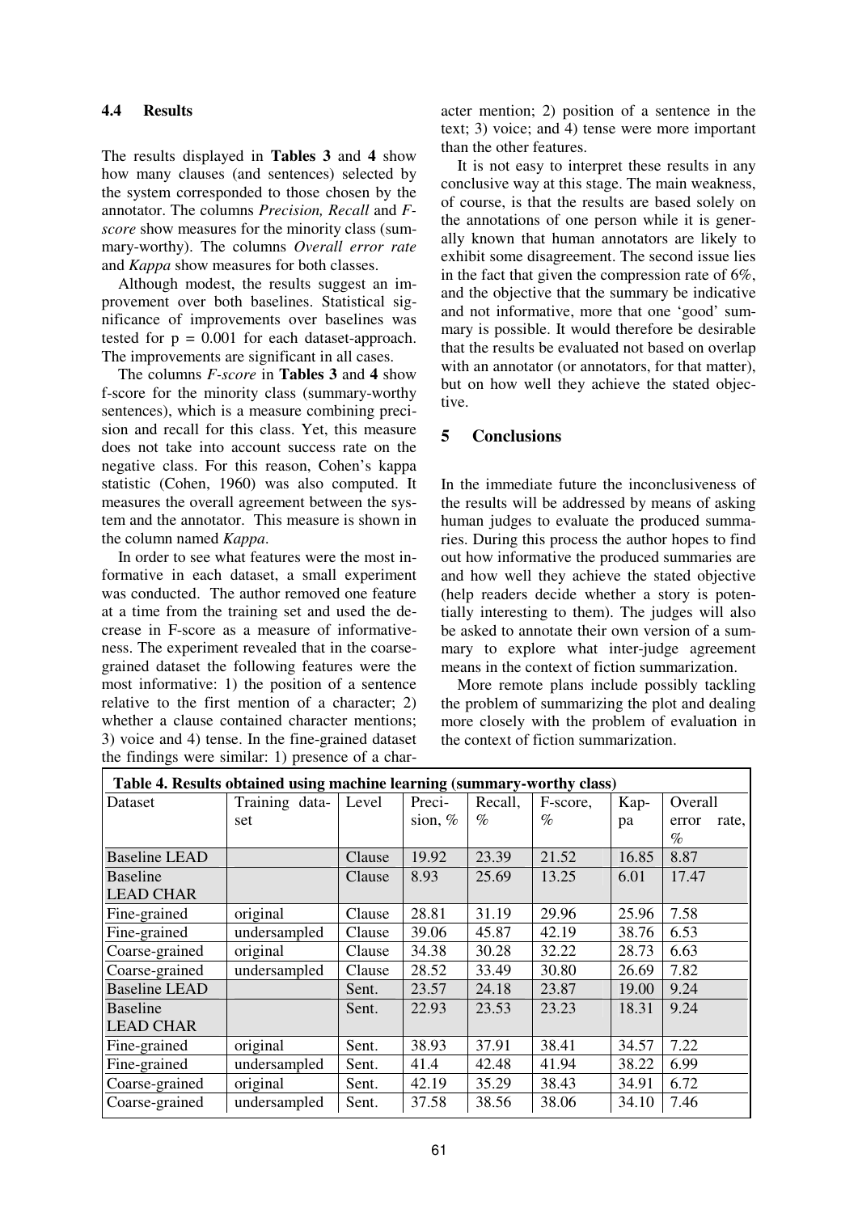### 4.4 Results

The results displayed in **Tables 3** and **4** show how many clauses (and sentences) selected by the system corresponded to those chosen by the annotator. The columns *Precision, Recall* and *F-score* show measures for the minority class (summary-worthy). The columns *Overall error rate* and *Kappa* show measures for both classes.

Although modest, the results suggest an improvement over both baselines. Statistical significance of improvements over baselines was tested for p = 0.001 for each dataset-approach. The improvements are significant in all cases.

The columns *F-score* in **Tables 3** and **4** show f-score for the minority class (summary-worthy sentences), which is a measure combining precision and recall for this class. Yet, this measure does not take into account success rate on the negative class. For this reason, Cohen's kappa statistic (Cohen, 1960) was also computed. It measures the overall agreement between the system and the annotator. This measure is shown in the column named *Kappa*.

In order to see what features were the most informative in each dataset, a small experiment was conducted. The author removed one feature at a time from the training set and used the decrease in F-score as a measure of informativeness. The experiment revealed that in the coarse-grained dataset the following features were the most informative: 1) the position of a sentence relative to the first mention of a character; 2) whether a clause contained character mentions; 3) voice and 4) tense. In the fine-grained dataset the findings were similar: 1) presence of a character mention; 2) position of a sentence in the text; 3) voice; and 4) tense were more important than the other features.

It is not easy to interpret these results in any conclusive way at this stage. The main weakness, of course, is that the results are based solely on the annotations of one person while it is generally known that human annotators are likely to exhibit some disagreement. The second issue lies in the fact that given the compression rate of 6%, and the objective that the summary be indicative and not informative, more that one 'good' summary is possible. It would therefore be desirable that the results be evaluated not based on overlap with an annotator (or annotators, for that matter), but on how well they achieve the stated objective.

## 5 Conclusions

In the immediate future the inconclusiveness of the results will be addressed by means of asking human judges to evaluate the produced summaries. During this process the author hopes to find out how informative the produced summaries are and how well they achieve the stated objective (help readers decide whether a story is potentially interesting to them). The judges will also be asked to annotate their own version of a summary to explore what inter-judge agreement means in the context of fiction summarization.

More remote plans include possibly tackling the problem of summarizing the plot and dealing more closely with the problem of evaluation in the context of fiction summarization.

**Table 4. Results obtained using machine learning (summary-worthy class)**

| Dataset | Training dataset | Level | Precision, % | Recall, % | F-score, % | Kappa | Overall error rate, % |
|---|---|---|---|---|---|---|---|
| Baseline LEAD | | Clause | 19.92 | 23.39 | 21.52 | 16.85 | 8.87 |
| Baseline LEAD CHAR | | Clause | 8.93 | 25.69 | 13.25 | 6.01 | 17.47 |
| Fine-grained | original | Clause | 28.81 | 31.19 | 29.96 | 25.96 | 7.58 |
| Fine-grained | undersampled | Clause | 39.06 | 45.87 | 42.19 | 38.76 | 6.53 |
| Coarse-grained | original | Clause | 34.38 | 30.28 | 32.22 | 28.73 | 6.63 |
| Coarse-grained | undersampled | Clause | 28.52 | 33.49 | 30.80 | 26.69 | 7.82 |
| Baseline LEAD | | Sent. | 23.57 | 24.18 | 23.87 | 19.00 | 9.24 |
| Baseline LEAD CHAR | | Sent. | 22.93 | 23.53 | 23.23 | 18.31 | 9.24 |
| Fine-grained | original | Sent. | 38.93 | 37.91 | 38.41 | 34.57 | 7.22 |
| Fine-grained | undersampled | Sent. | 41.4 | 42.48 | 41.94 | 38.22 | 6.99 |
| Coarse-grained | original | Sent. | 42.19 | 35.29 | 38.43 | 34.91 | 6.72 |
| Coarse-grained | undersampled | Sent. | 37.58 | 38.56 | 38.06 | 34.10 | 7.46 |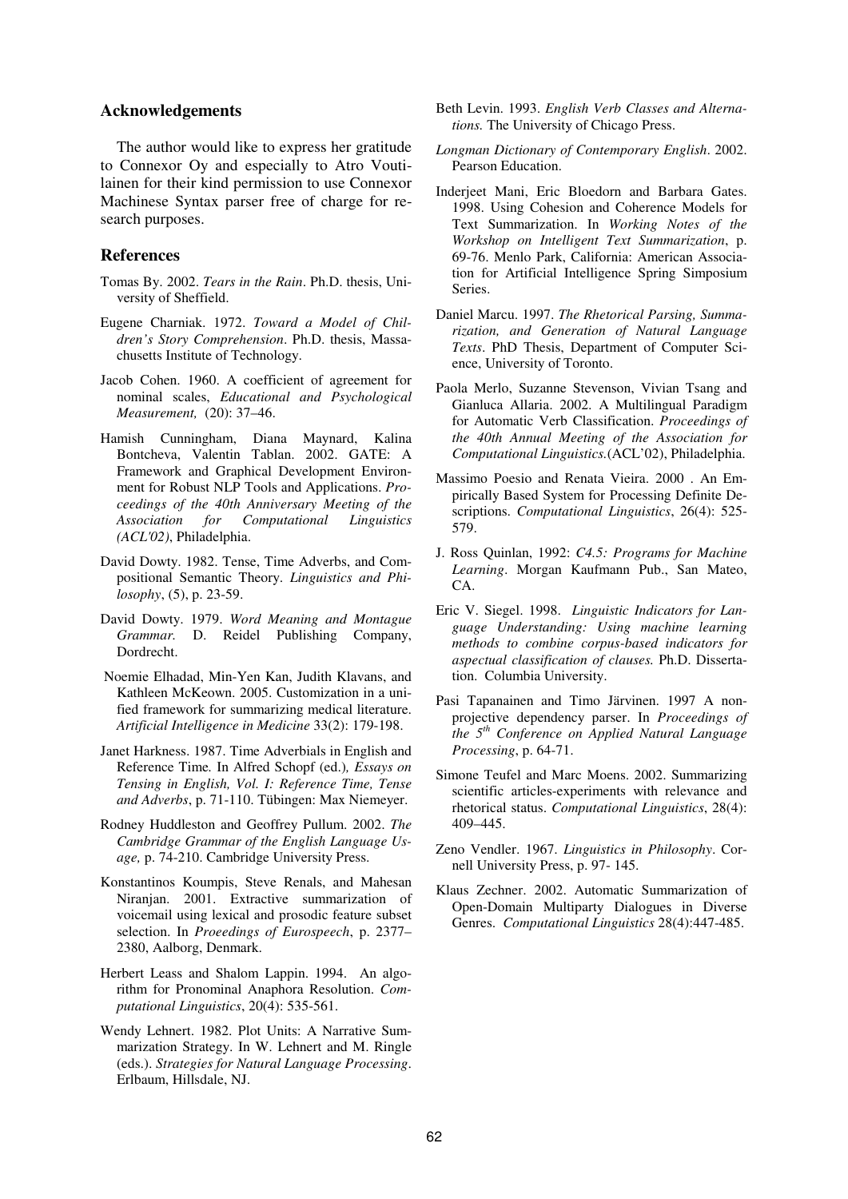## Acknowledgements

The author would like to express her gratitude to Connexor Oy and especially to Atro Voutilainen for their kind permission to use Connexor Machinese Syntax parser free of charge for research purposes.

## References

Tomas By. 2002. *Tears in the Rain*. Ph.D. thesis, University of Sheffield.

Eugene Charniak. 1972. *Toward a Model of Children's Story Comprehension*. Ph.D. thesis, Massachusetts Institute of Technology.

Jacob Cohen. 1960. A coefficient of agreement for nominal scales, *Educational and Psychological Measurement,* (20): 37–46.

Hamish Cunningham, Diana Maynard, Kalina Bontcheva, Valentin Tablan. 2002. GATE: A Framework and Graphical Development Environment for Robust NLP Tools and Applications. *Proceedings of the 40th Anniversary Meeting of the Association for Computational Linguistics (ACL'02)*, Philadelphia.

David Dowty. 1982. Tense, Time Adverbs, and Compositional Semantic Theory. *Linguistics and Philosophy*, (5), p. 23-59.

David Dowty. 1979. *Word Meaning and Montague Grammar.* D. Reidel Publishing Company, Dordrecht.

Noemie Elhadad, Min-Yen Kan, Judith Klavans, and Kathleen McKeown. 2005. Customization in a unified framework for summarizing medical literature. *Artificial Intelligence in Medicine* 33(2): 179-198.

Janet Harkness. 1987. Time Adverbials in English and Reference Time. In Alfred Schopf (ed.)*, Essays on Tensing in English, Vol. I: Reference Time, Tense and Adverbs*, p. 71-110. Tübingen: Max Niemeyer.

Rodney Huddleston and Geoffrey Pullum. 2002. *The Cambridge Grammar of the English Language Usage,* p. 74-210. Cambridge University Press.

Konstantinos Koumpis, Steve Renals, and Mahesan Niranjan. 2001. Extractive summarization of voicemail using lexical and prosodic feature subset selection. In *Proeedings of Eurospeech*, p. 2377–2380, Aalborg, Denmark.

Herbert Leass and Shalom Lappin. 1994. An algorithm for Pronominal Anaphora Resolution. *Computational Linguistics*, 20(4): 535-561.

Wendy Lehnert. 1982. Plot Units: A Narrative Summarization Strategy. In W. Lehnert and M. Ringle (eds.). *Strategies for Natural Language Processing*. Erlbaum, Hillsdale, NJ.

Beth Levin. 1993. *English Verb Classes and Alternations.* The University of Chicago Press.

*Longman Dictionary of Contemporary English*. 2002. Pearson Education.

Inderjeet Mani, Eric Bloedorn and Barbara Gates. 1998. Using Cohesion and Coherence Models for Text Summarization. In *Working Notes of the Workshop on Intelligent Text Summarization*, p. 69-76. Menlo Park, California: American Association for Artificial Intelligence Spring Simposium Series.

Daniel Marcu. 1997. *The Rhetorical Parsing, Summarization, and Generation of Natural Language Texts*. PhD Thesis, Department of Computer Science, University of Toronto.

Paola Merlo, Suzanne Stevenson, Vivian Tsang and Gianluca Allaria. 2002. A Multilingual Paradigm for Automatic Verb Classification. *Proceedings of the 40th Annual Meeting of the Association for Computational Linguistics.*(ACL'02), Philadelphia.

Massimo Poesio and Renata Vieira. 2000 . An Empirically Based System for Processing Definite Descriptions. *Computational Linguistics*, 26(4): 525-579.

J. Ross Quinlan, 1992: *C4.5: Programs for Machine Learning*. Morgan Kaufmann Pub., San Mateo, CA.

Eric V. Siegel. 1998. *Linguistic Indicators for Language Understanding: Using machine learning methods to combine corpus-based indicators for aspectual classification of clauses.* Ph.D. Dissertation. Columbia University.

Pasi Tapanainen and Timo Järvinen. 1997 A non-projective dependency parser. In *Proceedings of the 5th Conference on Applied Natural Language Processing*, p. 64-71.

Simone Teufel and Marc Moens. 2002. Summarizing scientific articles-experiments with relevance and rhetorical status. *Computational Linguistics*, 28(4): 409–445.

Zeno Vendler. 1967. *Linguistics in Philosophy*. Cornell University Press, p. 97- 145.

Klaus Zechner. 2002. Automatic Summarization of Open-Domain Multiparty Dialogues in Diverse Genres. *Computational Linguistics* 28(4):447-485.